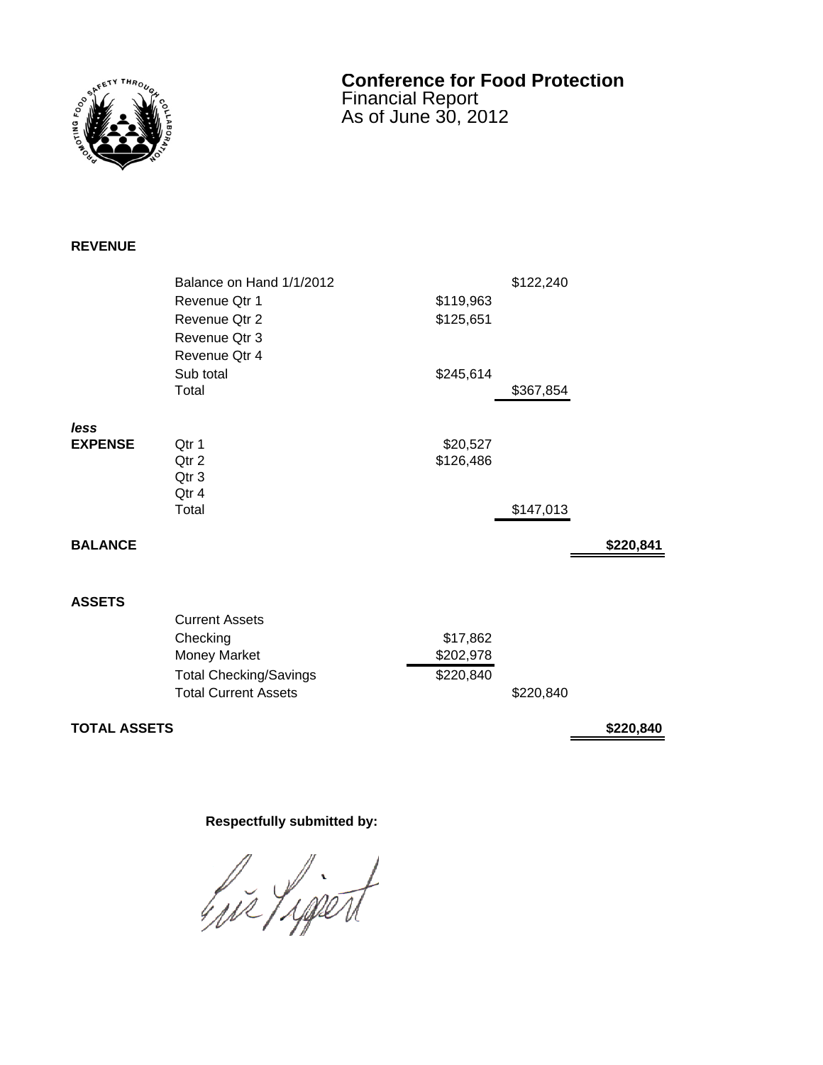# Conference for Food Protection

Financial Report
As of June 30, 2012

| | | | | |
|---|---|---|---|---|
| **REVENUE** | | | | |
| | Balance on Hand 1/1/2012 | | $122,240 | |
| | Revenue Qtr 1 | $119,963 | | |
| | Revenue Qtr 2 | $125,651 | | |
| | Revenue Qtr 3 | | | |
| | Revenue Qtr 4 | | | |
| | Sub total | $245,614 | | |
| | Total | | $367,854 | |
| ***less*** **EXPENSE** | Qtr 1 | $20,527 | | |
| | Qtr 2 | $126,486 | | |
| | Qtr 3 | | | |
| | Qtr 4 | | | |
| | Total | | $147,013 | |
| **BALANCE** | | | | **$220,841** |
| **ASSETS** | | | | |
| | Current Assets | | | |
| | Checking | $17,862 | | |
| | Money Market | $202,978 | | |
| | Total Checking/Savings | $220,840 | | |
| | Total Current Assets | | $220,840 | |
| **TOTAL ASSETS** | | | | **$220,840** |

**Respectfully submitted by:**

Eric Pippert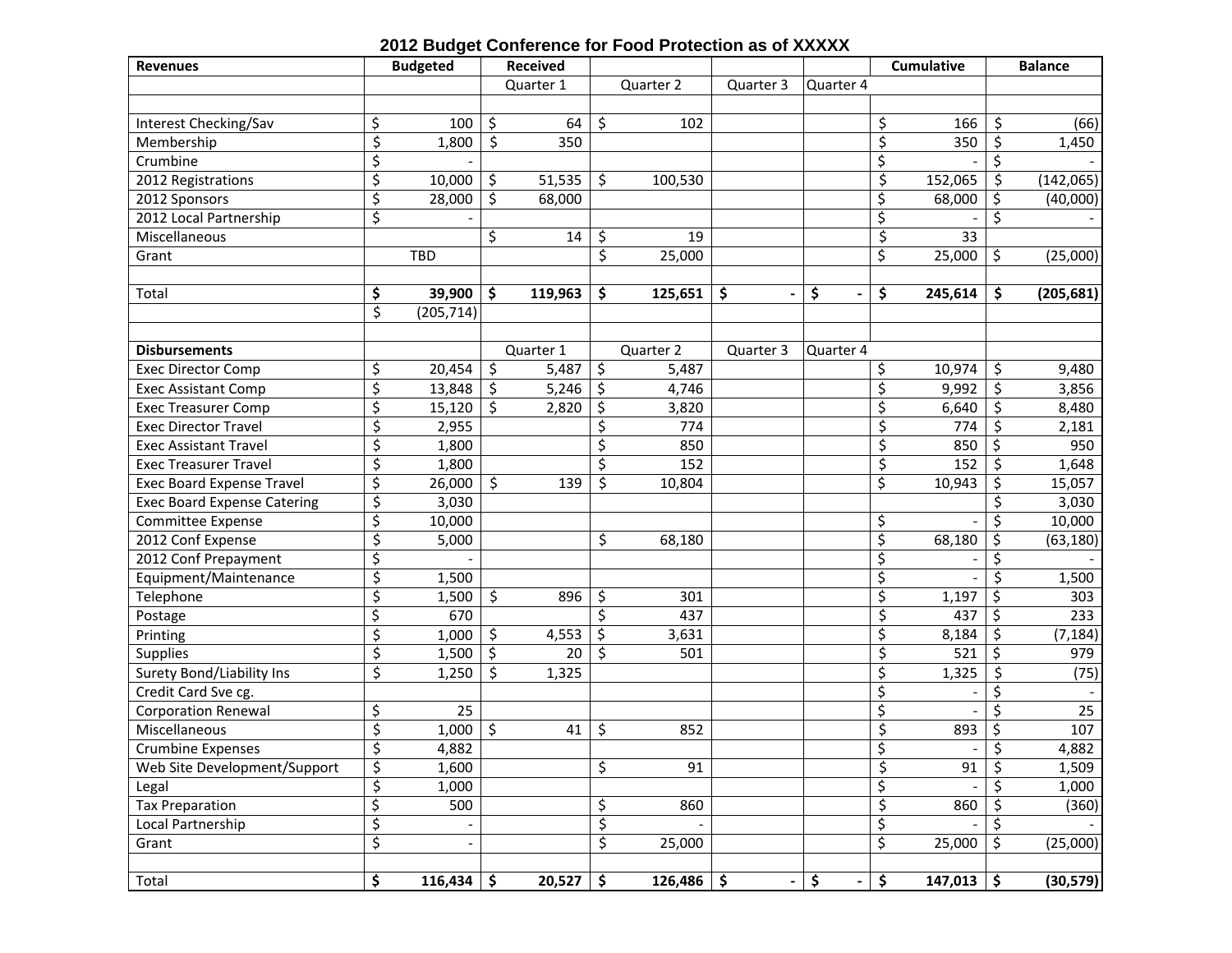## 2012 Budget Conference for Food Protection as of XXXXX

| Revenues | Budgeted | Received | | | | Cumulative | Balance |
|---|---|---|---|---|---|---|---|
| | | Quarter 1 | Quarter 2 | Quarter 3 | Quarter 4 | | |
| | | | | | | | |
| Interest Checking/Sav | $ 100 | $ 64 | $ 102 | | | $ 166 | $ (66) |
| Membership | $ 1,800 | $ 350 | | | | $ 350 | $ 1,450 |
| Crumbine | $ - | | | | | $ - | $ - |
| 2012 Registrations | $ 10,000 | $ 51,535 | $ 100,530 | | | $ 152,065 | $ (142,065) |
| 2012 Sponsors | $ 28,000 | $ 68,000 | | | | $ 68,000 | $ (40,000) |
| 2012 Local Partnership | $ - | | | | | $ - | $ - |
| Miscellaneous | | $ 14 | $ 19 | | | $ 33 | |
| Grant | TBD | | $ 25,000 | | | $ 25,000 | $ (25,000) |
| | | | | | | | |
| Total | **$ 39,900** | **$ 119,963** | **$ 125,651** | **$ -** | **$ -** | **$ 245,614** | **$ (205,681)** |
| | $ (205,714) | | | | | | |
| | | | | | | | |
| **Disbursements** | | Quarter 1 | Quarter 2 | Quarter 3 | Quarter 4 | | |
| Exec Director Comp | $ 20,454 | $ 5,487 | $ 5,487 | | | $ 10,974 | $ 9,480 |
| Exec Assistant Comp | $ 13,848 | $ 5,246 | $ 4,746 | | | $ 9,992 | $ 3,856 |
| Exec Treasurer Comp | $ 15,120 | $ 2,820 | $ 3,820 | | | $ 6,640 | $ 8,480 |
| Exec Director Travel | $ 2,955 | | $ 774 | | | $ 774 | $ 2,181 |
| Exec Assistant Travel | $ 1,800 | | $ 850 | | | $ 850 | $ 950 |
| Exec Treasurer Travel | $ 1,800 | | $ 152 | | | $ 152 | $ 1,648 |
| Exec Board Expense Travel | $ 26,000 | $ 139 | $ 10,804 | | | $ 10,943 | $ 15,057 |
| Exec Board Expense Catering | $ 3,030 | | | | | | $ 3,030 |
| Committee Expense | $ 10,000 | | | | | $ - | $ 10,000 |
| 2012 Conf Expense | $ 5,000 | | $ 68,180 | | | $ 68,180 | $ (63,180) |
| 2012 Conf Prepayment | $ - | | | | | $ - | $ - |
| Equipment/Maintenance | $ 1,500 | | | | | $ - | $ 1,500 |
| Telephone | $ 1,500 | $ 896 | $ 301 | | | $ 1,197 | $ 303 |
| Postage | $ 670 | | $ 437 | | | $ 437 | $ 233 |
| Printing | $ 1,000 | $ 4,553 | $ 3,631 | | | $ 8,184 | $ (7,184) |
| Supplies | $ 1,500 | $ 20 | $ 501 | | | $ 521 | $ 979 |
| Surety Bond/Liability Ins | $ 1,250 | $ 1,325 | | | | $ 1,325 | $ (75) |
| Credit Card Sve cg. | | | | | | $ - | $ - |
| Corporation Renewal | $ 25 | | | | | $ - | $ 25 |
| Miscellaneous | $ 1,000 | $ 41 | $ 852 | | | $ 893 | $ 107 |
| Crumbine Expenses | $ 4,882 | | | | | $ - | $ 4,882 |
| Web Site Development/Support | $ 1,600 | | $ 91 | | | $ 91 | $ 1,509 |
| Legal | $ 1,000 | | | | | $ - | $ 1,000 |
| Tax Preparation | $ 500 | | $ 860 | | | $ 860 | $ (360) |
| Local Partnership | $ - | | $ - | | | $ - | $ - |
| Grant | $ - | | $ 25,000 | | | $ 25,000 | $ (25,000) |
| | | | | | | | |
| Total | **$ 116,434** | **$ 20,527** | **$ 126,486** | **$ -** | **$ -** | **$ 147,013** | **$ (30,579)** |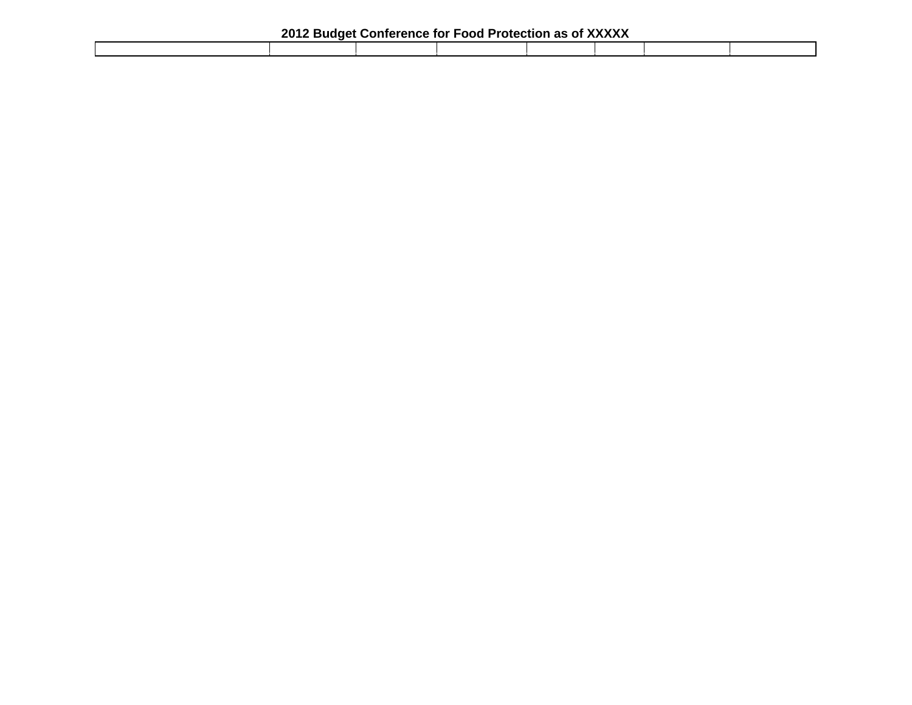**2012 Budget Conference for Food Protection as of XXXXX**

| | | | | | | | |
|---|---|---|---|---|---|---|---|
| | | | | | | | |